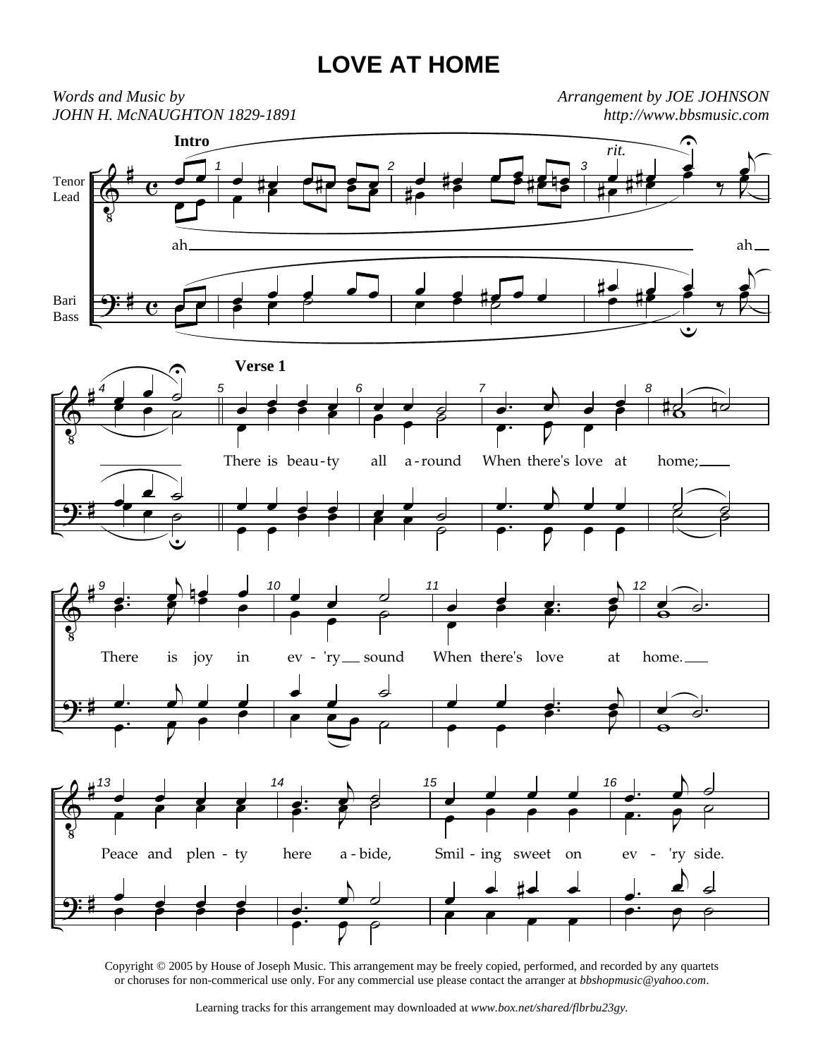# LOVE AT HOME

*Words and Music by*
*JOHN H. McNAUGHTON 1829-1891*

*Arrangement by JOE JOHNSON*
*http://www.bbsmusic.com*

**Intro**

ah ah

**Verse 1**

There is beau-ty all a-round When there's love at home;
There is joy in ev-'ry sound When there's love at home.
Peace and plen-ty here a-bide, Smil-ing sweet on ev-'ry side.

Copyright © 2005 by House of Joseph Music. This arrangement may be freely copied, performed, and recorded by any quartets or choruses for non-commerical use only. For any commercial use please contact the arranger at *bbshopmusic@yahoo.com*.

Learning tracks for this arrangement may downloaded at *www.box.net/shared/flbrbu23gy.*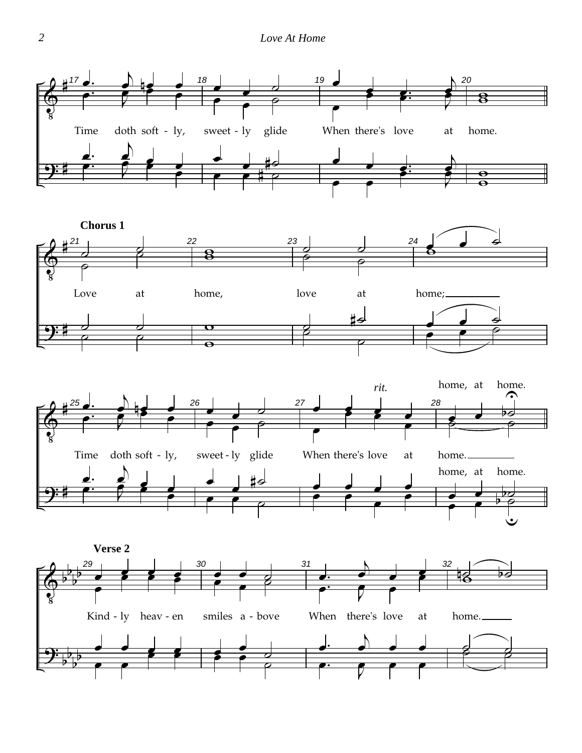Time doth soft - ly, sweet - ly glide When there's love at home.

**Chorus 1**

Love at home, love at home;

Time doth soft - ly, sweet - ly glide When there's love at home. home, at home.

*rit.*

home, at home.

**Verse 2**

Kind - ly heav - en smiles a - bove When there's love at home.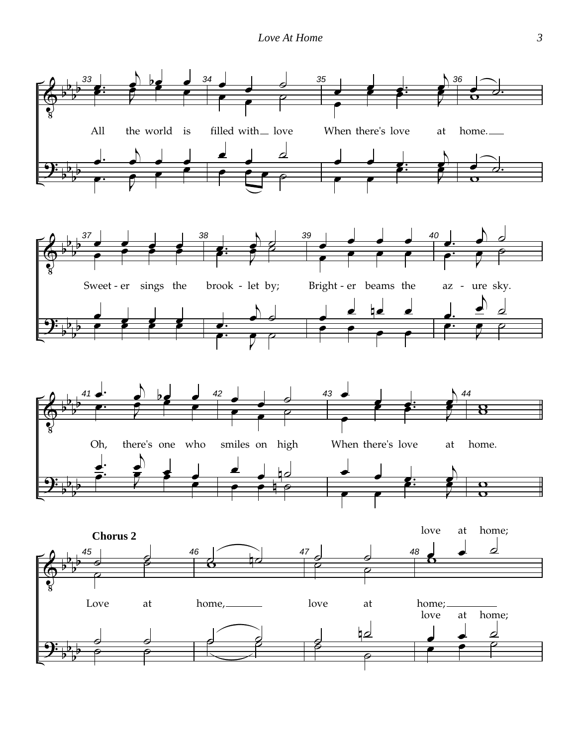All the world is filled with love When there's love at home.

Sweet - er sings the brook - let by; Bright - er beams the az - ure sky.

Oh, there's one who smiles on high When there's love at home.

**Chorus 2**

Love at home, love at home; love at home;

love at home;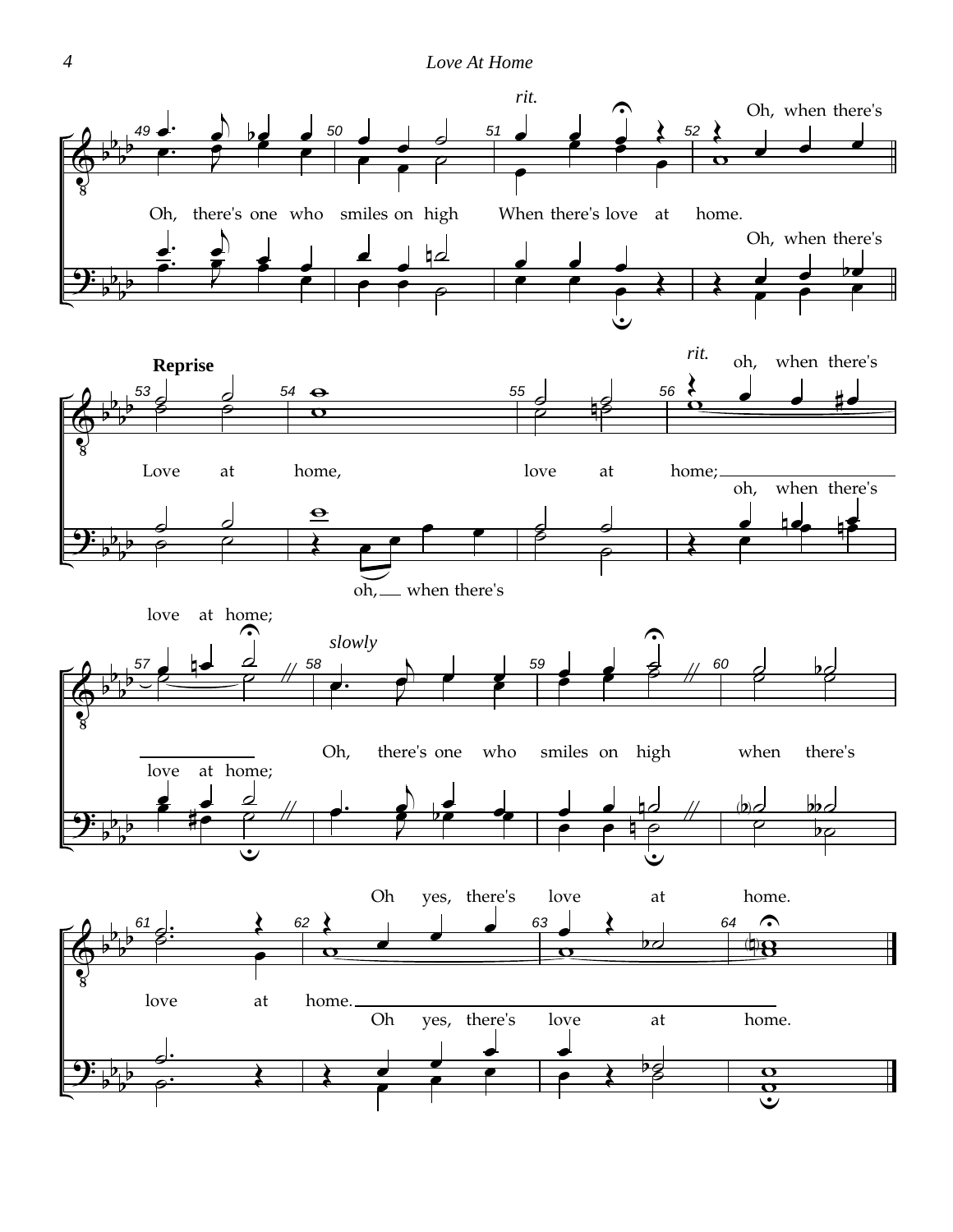rit.

Oh, when there's

Oh, there's one who smiles on high When there's love at home.

Oh, when there's

**Reprise**

rit.

oh, when there's

Love at home, love at home;

oh, when there's

oh, when there's

love at home;

slowly

love at home; Oh, there's one who smiles on high when there's

Oh yes, there's love at home.

love at home.

Oh yes, there's love at home.